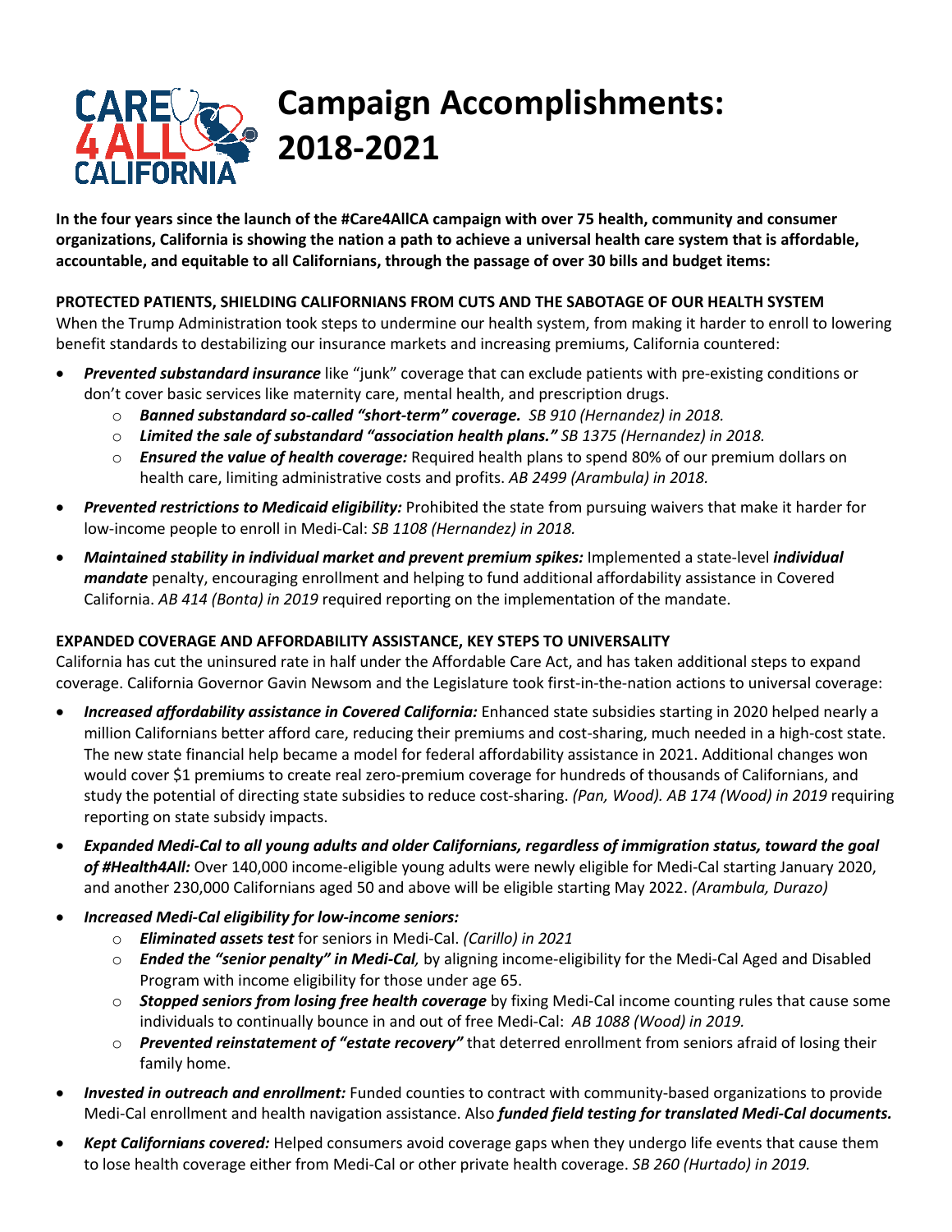# Campaign Accomplishments: 2018-2021

**In the four years since the launch of the #Care4AllCA campaign with over 75 health, community and consumer organizations, California is showing the nation a path to achieve a universal health care system that is affordable, accountable, and equitable to all Californians, through the passage of over 30 bills and budget items:**

## PROTECTED PATIENTS, SHIELDING CALIFORNIANS FROM CUTS AND THE SABOTAGE OF OUR HEALTH SYSTEM

When the Trump Administration took steps to undermine our health system, from making it harder to enroll to lowering benefit standards to destabilizing our insurance markets and increasing premiums, California countered:

- ***Prevented substandard insurance*** like "junk" coverage that can exclude patients with pre-existing conditions or don't cover basic services like maternity care, mental health, and prescription drugs.
  - ***Banned substandard so-called "short-term" coverage.*** *SB 910 (Hernandez) in 2018.*
  - ***Limited the sale of substandard "association health plans."*** *SB 1375 (Hernandez) in 2018.*
  - ***Ensured the value of health coverage:*** Required health plans to spend 80% of our premium dollars on health care, limiting administrative costs and profits. *AB 2499 (Arambula) in 2018.*
- ***Prevented restrictions to Medicaid eligibility:*** Prohibited the state from pursuing waivers that make it harder for low-income people to enroll in Medi-Cal: *SB 1108 (Hernandez) in 2018.*
- ***Maintained stability in individual market and prevent premium spikes:*** Implemented a state-level ***individual mandate*** penalty, encouraging enrollment and helping to fund additional affordability assistance in Covered California. *AB 414 (Bonta) in 2019* required reporting on the implementation of the mandate.

## EXPANDED COVERAGE AND AFFORDABILITY ASSISTANCE, KEY STEPS TO UNIVERSALITY

California has cut the uninsured rate in half under the Affordable Care Act, and has taken additional steps to expand coverage. California Governor Gavin Newsom and the Legislature took first-in-the-nation actions to universal coverage:

- ***Increased affordability assistance in Covered California:*** Enhanced state subsidies starting in 2020 helped nearly a million Californians better afford care, reducing their premiums and cost-sharing, much needed in a high-cost state. The new state financial help became a model for federal affordability assistance in 2021. Additional changes won would cover $1 premiums to create real zero-premium coverage for hundreds of thousands of Californians, and study the potential of directing state subsidies to reduce cost-sharing. *(Pan, Wood). AB 174 (Wood) in 2019* requiring reporting on state subsidy impacts.
- ***Expanded Medi-Cal to all young adults and older Californians, regardless of immigration status, toward the goal of #Health4All:*** Over 140,000 income-eligible young adults were newly eligible for Medi-Cal starting January 2020, and another 230,000 Californians aged 50 and above will be eligible starting May 2022. *(Arambula, Durazo)*
- ***Increased Medi-Cal eligibility for low-income seniors:***
  - ***Eliminated assets test*** for seniors in Medi-Cal. *(Carillo) in 2021*
  - ***Ended the "senior penalty" in Medi-Cal,*** by aligning income-eligibility for the Medi-Cal Aged and Disabled Program with income eligibility for those under age 65.
  - ***Stopped seniors from losing free health coverage*** by fixing Medi-Cal income counting rules that cause some individuals to continually bounce in and out of free Medi-Cal: *AB 1088 (Wood) in 2019.*
  - ***Prevented reinstatement of "estate recovery"*** that deterred enrollment from seniors afraid of losing their family home.
- ***Invested in outreach and enrollment:*** Funded counties to contract with community-based organizations to provide Medi-Cal enrollment and health navigation assistance. Also ***funded field testing for translated Medi-Cal documents.***
- ***Kept Californians covered:*** Helped consumers avoid coverage gaps when they undergo life events that cause them to lose health coverage either from Medi-Cal or other private health coverage. *SB 260 (Hurtado) in 2019.*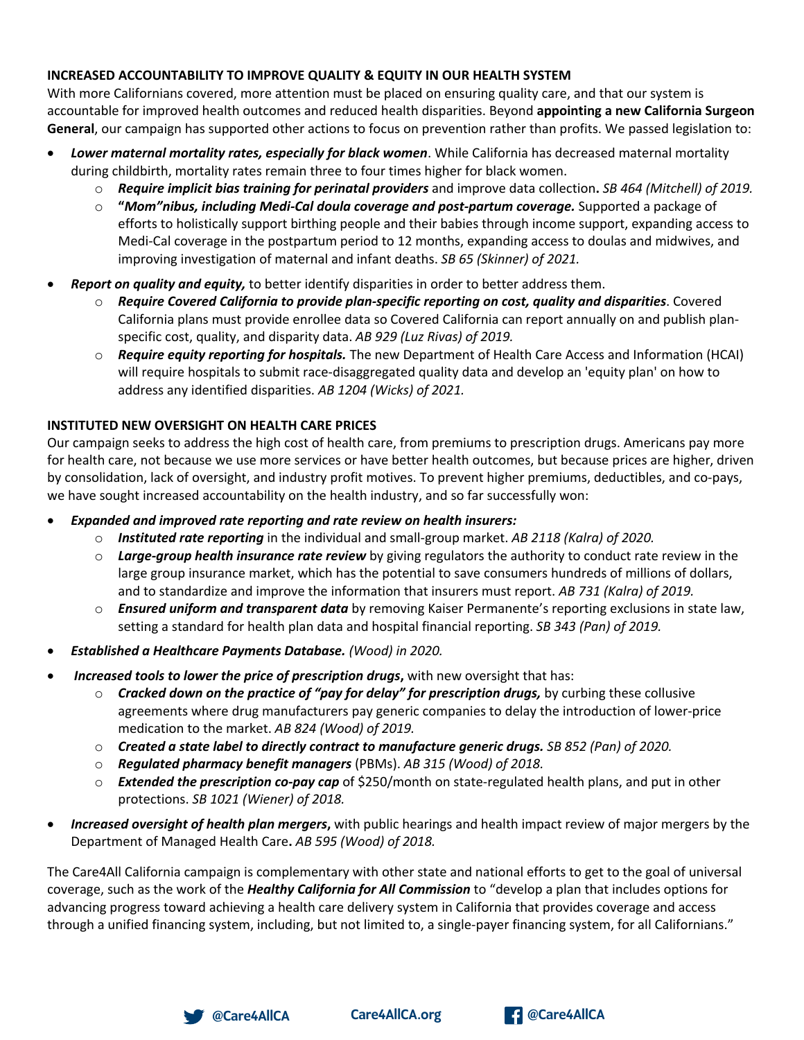**INCREASED ACCOUNTABILITY TO IMPROVE QUALITY & EQUITY IN OUR HEALTH SYSTEM**

With more Californians covered, more attention must be placed on ensuring quality care, and that our system is accountable for improved health outcomes and reduced health disparities. Beyond **appointing a new California Surgeon General**, our campaign has supported other actions to focus on prevention rather than profits. We passed legislation to:

- ***Lower maternal mortality rates, especially for black women***. While California has decreased maternal mortality during childbirth, mortality rates remain three to four times higher for black women.
  - ***Require implicit bias training for perinatal providers*** and improve data collection**.** *SB 464 (Mitchell) of 2019.*
  - **"*Mom"nibus, including Medi-Cal doula coverage and post-partum coverage.*** Supported a package of efforts to holistically support birthing people and their babies through income support, expanding access to Medi-Cal coverage in the postpartum period to 12 months, expanding access to doulas and midwives, and improving investigation of maternal and infant deaths. *SB 65 (Skinner) of 2021.*
- ***Report on quality and equity,*** to better identify disparities in order to better address them.
  - ***Require Covered California to provide plan-specific reporting on cost, quality and disparities***. Covered California plans must provide enrollee data so Covered California can report annually on and publish plan-specific cost, quality, and disparity data. *AB 929 (Luz Rivas) of 2019.*
  - ***Require equity reporting for hospitals.*** The new Department of Health Care Access and Information (HCAI) will require hospitals to submit race-disaggregated quality data and develop an 'equity plan' on how to address any identified disparities. *AB 1204 (Wicks) of 2021.*

**INSTITUTED NEW OVERSIGHT ON HEALTH CARE PRICES**

Our campaign seeks to address the high cost of health care, from premiums to prescription drugs. Americans pay more for health care, not because we use more services or have better health outcomes, but because prices are higher, driven by consolidation, lack of oversight, and industry profit motives. To prevent higher premiums, deductibles, and co-pays, we have sought increased accountability on the health industry, and so far successfully won:

- ***Expanded and improved rate reporting and rate review on health insurers:***
  - ***Instituted rate reporting*** in the individual and small-group market. *AB 2118 (Kalra) of 2020.*
  - ***Large-group health insurance rate review*** by giving regulators the authority to conduct rate review in the large group insurance market, which has the potential to save consumers hundreds of millions of dollars, and to standardize and improve the information that insurers must report. *AB 731 (Kalra) of 2019.*
  - ***Ensured uniform and transparent data*** by removing Kaiser Permanente's reporting exclusions in state law, setting a standard for health plan data and hospital financial reporting. *SB 343 (Pan) of 2019.*
- ***Established a Healthcare Payments Database.*** *(Wood) in 2020.*
- ***Increased tools to lower the price of prescription drugs***, with new oversight that has:
  - ***Cracked down on the practice of "pay for delay" for prescription drugs,*** by curbing these collusive agreements where drug manufacturers pay generic companies to delay the introduction of lower-price medication to the market. *AB 824 (Wood) of 2019.*
  - ***Created a state label to directly contract to manufacture generic drugs.*** *SB 852 (Pan) of 2020.*
  - ***Regulated pharmacy benefit managers*** (PBMs). *AB 315 (Wood) of 2018.*
  - ***Extended the prescription co-pay cap*** of $250/month on state-regulated health plans, and put in other protections. *SB 1021 (Wiener) of 2018.*
- ***Increased oversight of health plan mergers***, with public hearings and health impact review of major mergers by the Department of Managed Health Care**.** *AB 595 (Wood) of 2018.*

The Care4All California campaign is complementary with other state and national efforts to get to the goal of universal coverage, such as the work of the ***Healthy California for All Commission*** to "develop a plan that includes options for advancing progress toward achieving a health care delivery system in California that provides coverage and access through a unified financing system, including, but not limited to, a single-payer financing system, for all Californians."

@Care4AllCA Care4AllCA.org @Care4AllCA